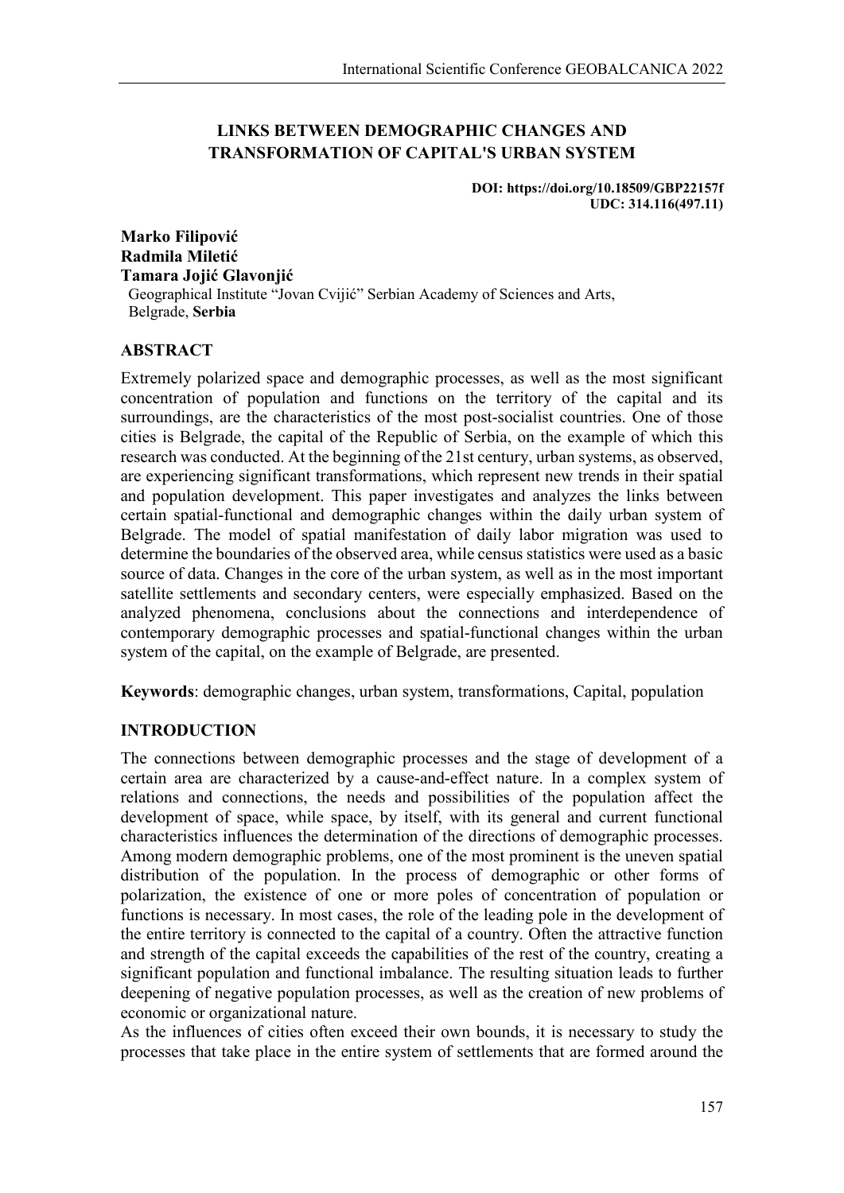# LINKS BETWEEN DEMOGRAPHIC CHANGES AND TRANSFORMATION OF CAPITAL'S URBAN SYSTEM

**DOI: https://doi.org/10.18509/GBP22157f**
**UDC: 314.116(497.11)**

**Marko Filipović**
**Radmila Miletić**
**Tamara Jojić Glavonjić**
Geographical Institute "Jovan Cvijić" Serbian Academy of Sciences and Arts, Belgrade, **Serbia**

## ABSTRACT

Extremely polarized space and demographic processes, as well as the most significant concentration of population and functions on the territory of the capital and its surroundings, are the characteristics of the most post-socialist countries. One of those cities is Belgrade, the capital of the Republic of Serbia, on the example of which this research was conducted. At the beginning of the 21st century, urban systems, as observed, are experiencing significant transformations, which represent new trends in their spatial and population development. This paper investigates and analyzes the links between certain spatial-functional and demographic changes within the daily urban system of Belgrade. The model of spatial manifestation of daily labor migration was used to determine the boundaries of the observed area, while census statistics were used as a basic source of data. Changes in the core of the urban system, as well as in the most important satellite settlements and secondary centers, were especially emphasized. Based on the analyzed phenomena, conclusions about the connections and interdependence of contemporary demographic processes and spatial-functional changes within the urban system of the capital, on the example of Belgrade, are presented.

**Keywords**: demographic changes, urban system, transformations, Capital, population

## INTRODUCTION

The connections between demographic processes and the stage of development of a certain area are characterized by a cause-and-effect nature. In a complex system of relations and connections, the needs and possibilities of the population affect the development of space, while space, by itself, with its general and current functional characteristics influences the determination of the directions of demographic processes. Among modern demographic problems, one of the most prominent is the uneven spatial distribution of the population. In the process of demographic or other forms of polarization, the existence of one or more poles of concentration of population or functions is necessary. In most cases, the role of the leading pole in the development of the entire territory is connected to the capital of a country. Often the attractive function and strength of the capital exceeds the capabilities of the rest of the country, creating a significant population and functional imbalance. The resulting situation leads to further deepening of negative population processes, as well as the creation of new problems of economic or organizational nature.

As the influences of cities often exceed their own bounds, it is necessary to study the processes that take place in the entire system of settlements that are formed around the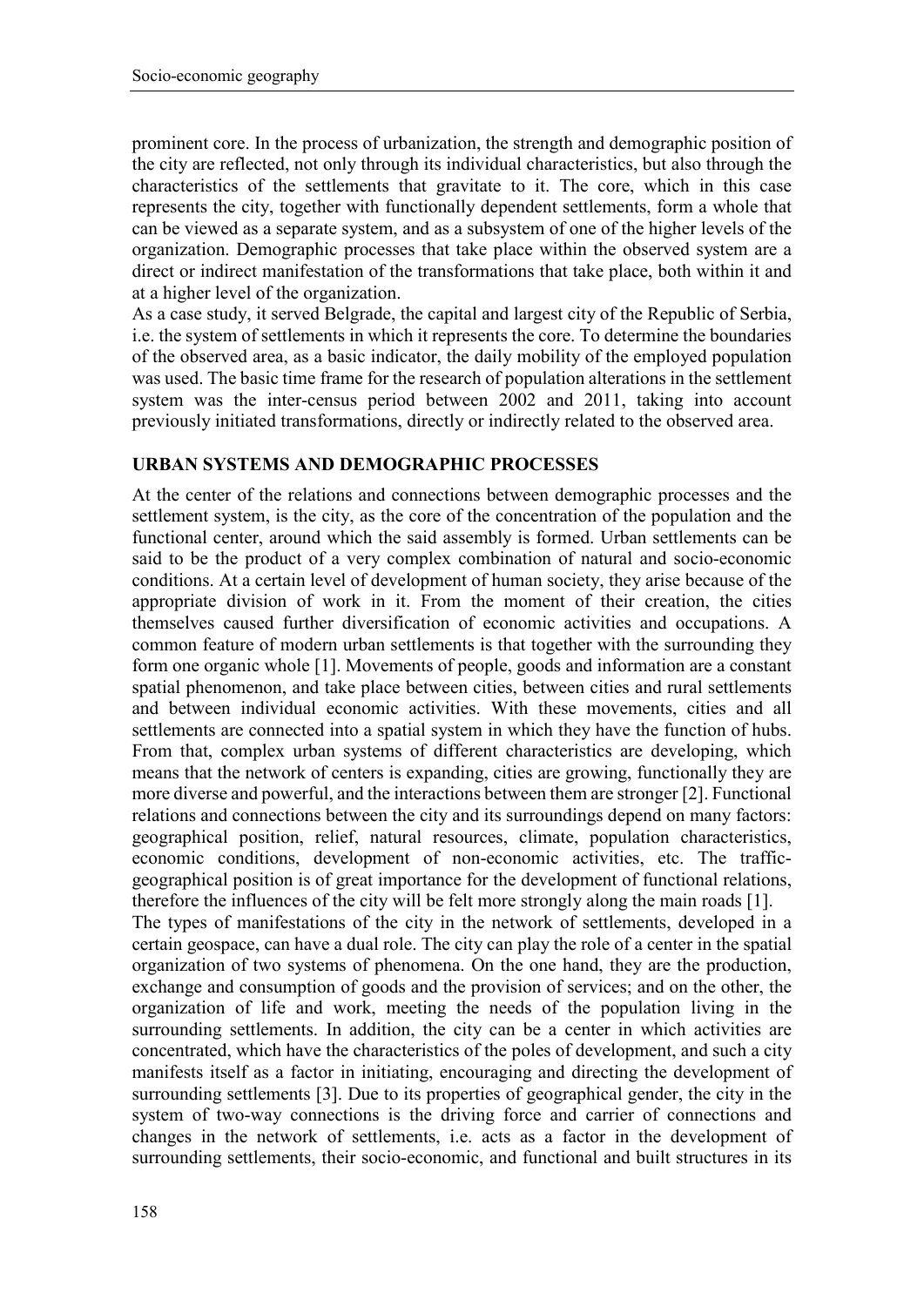prominent core. In the process of urbanization, the strength and demographic position of the city are reflected, not only through its individual characteristics, but also through the characteristics of the settlements that gravitate to it. The core, which in this case represents the city, together with functionally dependent settlements, form a whole that can be viewed as a separate system, and as a subsystem of one of the higher levels of the organization. Demographic processes that take place within the observed system are a direct or indirect manifestation of the transformations that take place, both within it and at a higher level of the organization.

As a case study, it served Belgrade, the capital and largest city of the Republic of Serbia, i.e. the system of settlements in which it represents the core. To determine the boundaries of the observed area, as a basic indicator, the daily mobility of the employed population was used. The basic time frame for the research of population alterations in the settlement system was the inter-census period between 2002 and 2011, taking into account previously initiated transformations, directly or indirectly related to the observed area.

## URBAN SYSTEMS AND DEMOGRAPHIC PROCESSES

At the center of the relations and connections between demographic processes and the settlement system, is the city, as the core of the concentration of the population and the functional center, around which the said assembly is formed. Urban settlements can be said to be the product of a very complex combination of natural and socio-economic conditions. At a certain level of development of human society, they arise because of the appropriate division of work in it. From the moment of their creation, the cities themselves caused further diversification of economic activities and occupations. A common feature of modern urban settlements is that together with the surrounding they form one organic whole [1]. Movements of people, goods and information are a constant spatial phenomenon, and take place between cities, between cities and rural settlements and between individual economic activities. With these movements, cities and all settlements are connected into a spatial system in which they have the function of hubs. From that, complex urban systems of different characteristics are developing, which means that the network of centers is expanding, cities are growing, functionally they are more diverse and powerful, and the interactions between them are stronger [2]. Functional relations and connections between the city and its surroundings depend on many factors: geographical position, relief, natural resources, climate, population characteristics, economic conditions, development of non-economic activities, etc. The traffic-geographical position is of great importance for the development of functional relations, therefore the influences of the city will be felt more strongly along the main roads [1].

The types of manifestations of the city in the network of settlements, developed in a certain geospace, can have a dual role. The city can play the role of a center in the spatial organization of two systems of phenomena. On the one hand, they are the production, exchange and consumption of goods and the provision of services; and on the other, the organization of life and work, meeting the needs of the population living in the surrounding settlements. In addition, the city can be a center in which activities are concentrated, which have the characteristics of the poles of development, and such a city manifests itself as a factor in initiating, encouraging and directing the development of surrounding settlements [3]. Due to its properties of geographical gender, the city in the system of two-way connections is the driving force and carrier of connections and changes in the network of settlements, i.e. acts as a factor in the development of surrounding settlements, their socio-economic, and functional and built structures in its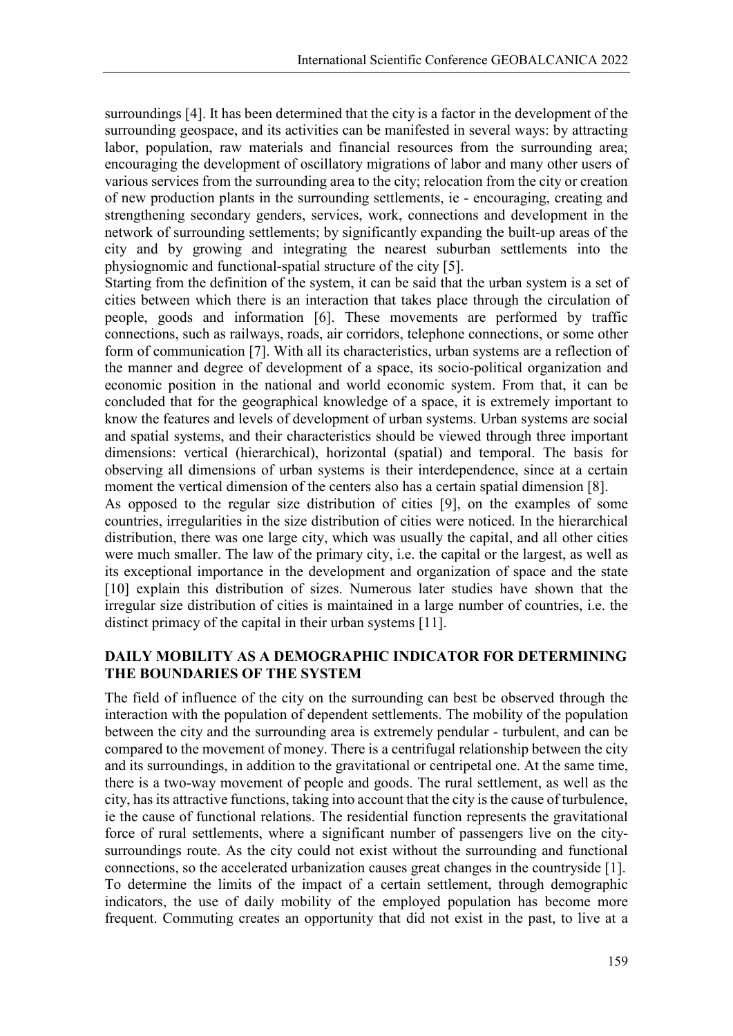surroundings [4]. It has been determined that the city is a factor in the development of the surrounding geospace, and its activities can be manifested in several ways: by attracting labor, population, raw materials and financial resources from the surrounding area; encouraging the development of oscillatory migrations of labor and many other users of various services from the surrounding area to the city; relocation from the city or creation of new production plants in the surrounding settlements, ie - encouraging, creating and strengthening secondary genders, services, work, connections and development in the network of surrounding settlements; by significantly expanding the built-up areas of the city and by growing and integrating the nearest suburban settlements into the physiognomic and functional-spatial structure of the city [5].

Starting from the definition of the system, it can be said that the urban system is a set of cities between which there is an interaction that takes place through the circulation of people, goods and information [6]. These movements are performed by traffic connections, such as railways, roads, air corridors, telephone connections, or some other form of communication [7]. With all its characteristics, urban systems are a reflection of the manner and degree of development of a space, its socio-political organization and economic position in the national and world economic system. From that, it can be concluded that for the geographical knowledge of a space, it is extremely important to know the features and levels of development of urban systems. Urban systems are social and spatial systems, and their characteristics should be viewed through three important dimensions: vertical (hierarchical), horizontal (spatial) and temporal. The basis for observing all dimensions of urban systems is their interdependence, since at a certain moment the vertical dimension of the centers also has a certain spatial dimension [8].

As opposed to the regular size distribution of cities [9], on the examples of some countries, irregularities in the size distribution of cities were noticed. In the hierarchical distribution, there was one large city, which was usually the capital, and all other cities were much smaller. The law of the primary city, i.e. the capital or the largest, as well as its exceptional importance in the development and organization of space and the state [10] explain this distribution of sizes. Numerous later studies have shown that the irregular size distribution of cities is maintained in a large number of countries, i.e. the distinct primacy of the capital in their urban systems [11].

## DAILY MOBILITY AS A DEMOGRAPHIC INDICATOR FOR DETERMINING THE BOUNDARIES OF THE SYSTEM

The field of influence of the city on the surrounding can best be observed through the interaction with the population of dependent settlements. The mobility of the population between the city and the surrounding area is extremely pendular - turbulent, and can be compared to the movement of money. There is a centrifugal relationship between the city and its surroundings, in addition to the gravitational or centripetal one. At the same time, there is a two-way movement of people and goods. The rural settlement, as well as the city, has its attractive functions, taking into account that the city is the cause of turbulence, ie the cause of functional relations. The residential function represents the gravitational force of rural settlements, where a significant number of passengers live on the city-surroundings route. As the city could not exist without the surrounding and functional connections, so the accelerated urbanization causes great changes in the countryside [1].

To determine the limits of the impact of a certain settlement, through demographic indicators, the use of daily mobility of the employed population has become more frequent. Commuting creates an opportunity that did not exist in the past, to live at a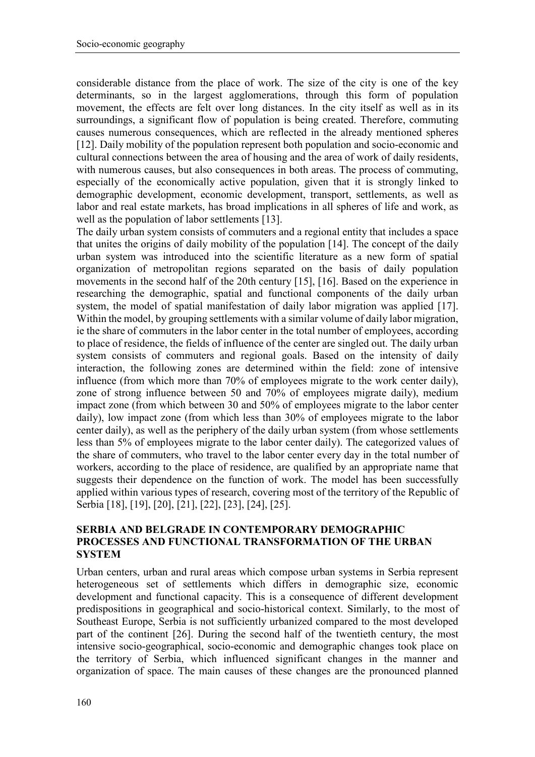considerable distance from the place of work. The size of the city is one of the key determinants, so in the largest agglomerations, through this form of population movement, the effects are felt over long distances. In the city itself as well as in its surroundings, a significant flow of population is being created. Therefore, commuting causes numerous consequences, which are reflected in the already mentioned spheres [12]. Daily mobility of the population represent both population and socio-economic and cultural connections between the area of housing and the area of work of daily residents, with numerous causes, but also consequences in both areas. The process of commuting, especially of the economically active population, given that it is strongly linked to demographic development, economic development, transport, settlements, as well as labor and real estate markets, has broad implications in all spheres of life and work, as well as the population of labor settlements [13].

The daily urban system consists of commuters and a regional entity that includes a space that unites the origins of daily mobility of the population [14]. The concept of the daily urban system was introduced into the scientific literature as a new form of spatial organization of metropolitan regions separated on the basis of daily population movements in the second half of the 20th century [15], [16]. Based on the experience in researching the demographic, spatial and functional components of the daily urban system, the model of spatial manifestation of daily labor migration was applied [17]. Within the model, by grouping settlements with a similar volume of daily labor migration, ie the share of commuters in the labor center in the total number of employees, according to place of residence, the fields of influence of the center are singled out. The daily urban system consists of commuters and regional goals. Based on the intensity of daily interaction, the following zones are determined within the field: zone of intensive influence (from which more than 70% of employees migrate to the work center daily), zone of strong influence between 50 and 70% of employees migrate daily), medium impact zone (from which between 30 and 50% of employees migrate to the labor center daily), low impact zone (from which less than 30% of employees migrate to the labor center daily), as well as the periphery of the daily urban system (from whose settlements less than 5% of employees migrate to the labor center daily). The categorized values of the share of commuters, who travel to the labor center every day in the total number of workers, according to the place of residence, are qualified by an appropriate name that suggests their dependence on the function of work. The model has been successfully applied within various types of research, covering most of the territory of the Republic of Serbia [18], [19], [20], [21], [22], [23], [24], [25].

## SERBIA AND BELGRADE IN CONTEMPORARY DEMOGRAPHIC PROCESSES AND FUNCTIONAL TRANSFORMATION OF THE URBAN SYSTEM

Urban centers, urban and rural areas which compose urban systems in Serbia represent heterogeneous set of settlements which differs in demographic size, economic development and functional capacity. This is a consequence of different development predispositions in geographical and socio-historical context. Similarly, to the most of Southeast Europe, Serbia is not sufficiently urbanized compared to the most developed part of the continent [26]. During the second half of the twentieth century, the most intensive socio-geographical, socio-economic and demographic changes took place on the territory of Serbia, which influenced significant changes in the manner and organization of space. The main causes of these changes are the pronounced planned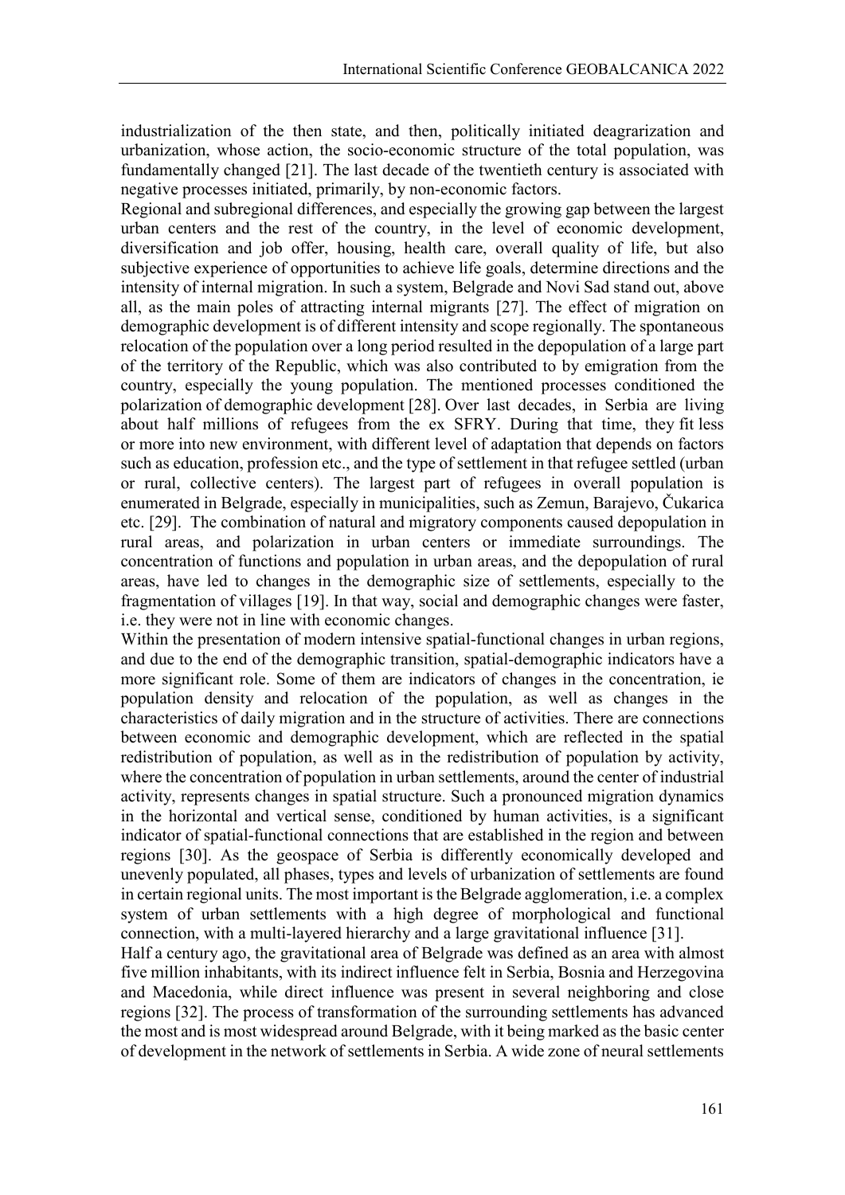industrialization of the then state, and then, politically initiated deagrarization and urbanization, whose action, the socio-economic structure of the total population, was fundamentally changed [21]. The last decade of the twentieth century is associated with negative processes initiated, primarily, by non-economic factors.

Regional and subregional differences, and especially the growing gap between the largest urban centers and the rest of the country, in the level of economic development, diversification and job offer, housing, health care, overall quality of life, but also subjective experience of opportunities to achieve life goals, determine directions and the intensity of internal migration. In such a system, Belgrade and Novi Sad stand out, above all, as the main poles of attracting internal migrants [27]. The effect of migration on demographic development is of different intensity and scope regionally. The spontaneous relocation of the population over a long period resulted in the depopulation of a large part of the territory of the Republic, which was also contributed to by emigration from the country, especially the young population. The mentioned processes conditioned the polarization of demographic development [28]. Over last decades, in Serbia are living about half millions of refugees from the ex SFRY. During that time, they fit less or more into new environment, with different level of adaptation that depends on factors such as education, profession etc., and the type of settlement in that refugee settled (urban or rural, collective centers). The largest part of refugees in overall population is enumerated in Belgrade, especially in municipalities, such as Zemun, Barajevo, Čukarica etc. [29]. The combination of natural and migratory components caused depopulation in rural areas, and polarization in urban centers or immediate surroundings. The concentration of functions and population in urban areas, and the depopulation of rural areas, have led to changes in the demographic size of settlements, especially to the fragmentation of villages [19]. In that way, social and demographic changes were faster, i.e. they were not in line with economic changes.

Within the presentation of modern intensive spatial-functional changes in urban regions, and due to the end of the demographic transition, spatial-demographic indicators have a more significant role. Some of them are indicators of changes in the concentration, ie population density and relocation of the population, as well as changes in the characteristics of daily migration and in the structure of activities. There are connections between economic and demographic development, which are reflected in the spatial redistribution of population, as well as in the redistribution of population by activity, where the concentration of population in urban settlements, around the center of industrial activity, represents changes in spatial structure. Such a pronounced migration dynamics in the horizontal and vertical sense, conditioned by human activities, is a significant indicator of spatial-functional connections that are established in the region and between regions [30]. As the geospace of Serbia is differently economically developed and unevenly populated, all phases, types and levels of urbanization of settlements are found in certain regional units. The most important is the Belgrade agglomeration, i.e. a complex system of urban settlements with a high degree of morphological and functional connection, with a multi-layered hierarchy and a large gravitational influence [31].

Half a century ago, the gravitational area of Belgrade was defined as an area with almost five million inhabitants, with its indirect influence felt in Serbia, Bosnia and Herzegovina and Macedonia, while direct influence was present in several neighboring and close regions [32]. The process of transformation of the surrounding settlements has advanced the most and is most widespread around Belgrade, with it being marked as the basic center of development in the network of settlements in Serbia. A wide zone of neural settlements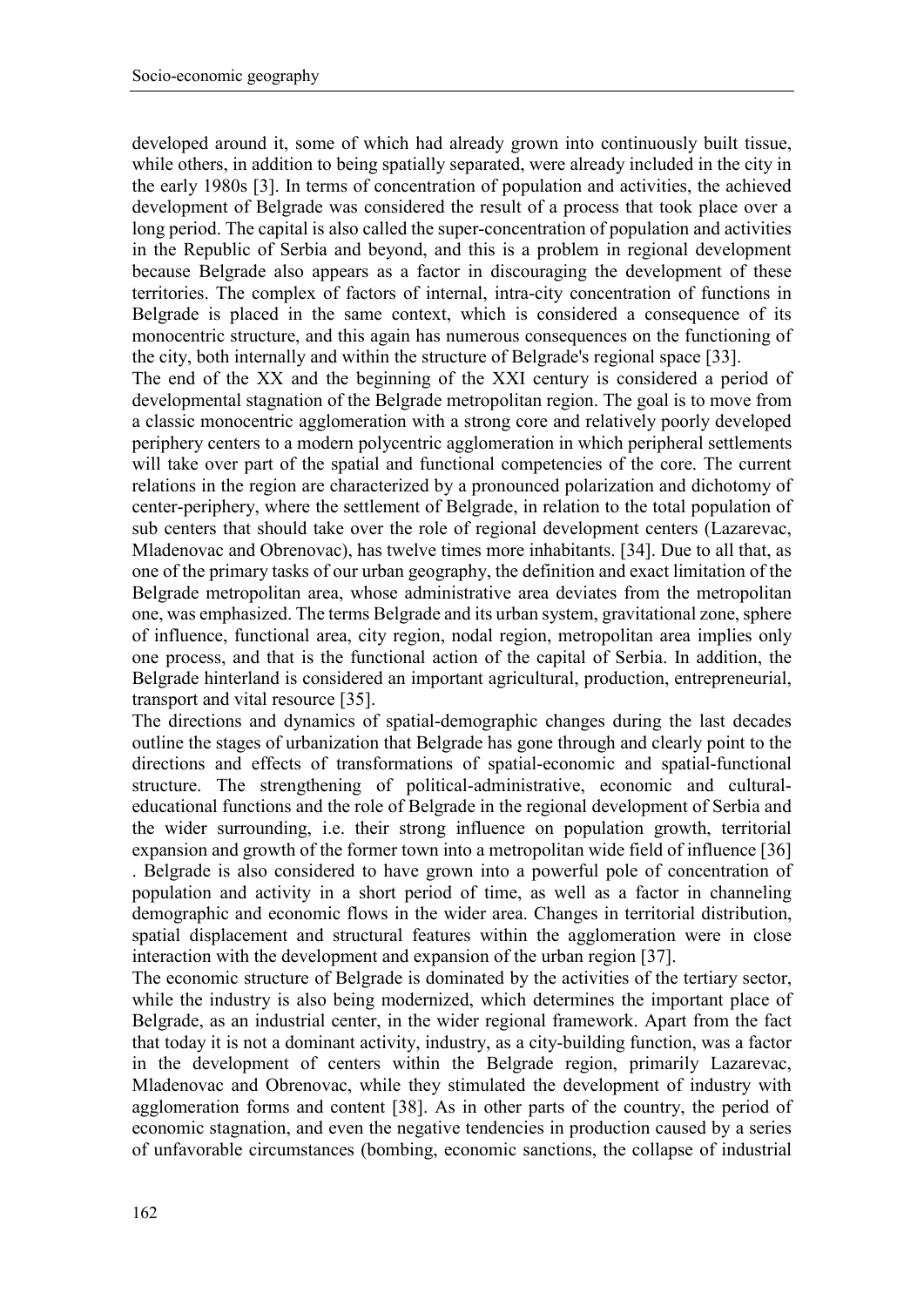developed around it, some of which had already grown into continuously built tissue, while others, in addition to being spatially separated, were already included in the city in the early 1980s [3]. In terms of concentration of population and activities, the achieved development of Belgrade was considered the result of a process that took place over a long period. The capital is also called the super-concentration of population and activities in the Republic of Serbia and beyond, and this is a problem in regional development because Belgrade also appears as a factor in discouraging the development of these territories. The complex of factors of internal, intra-city concentration of functions in Belgrade is placed in the same context, which is considered a consequence of its monocentric structure, and this again has numerous consequences on the functioning of the city, both internally and within the structure of Belgrade's regional space [33].

The end of the XX and the beginning of the XXI century is considered a period of developmental stagnation of the Belgrade metropolitan region. The goal is to move from a classic monocentric agglomeration with a strong core and relatively poorly developed periphery centers to a modern polycentric agglomeration in which peripheral settlements will take over part of the spatial and functional competencies of the core. The current relations in the region are characterized by a pronounced polarization and dichotomy of center-periphery, where the settlement of Belgrade, in relation to the total population of sub centers that should take over the role of regional development centers (Lazarevac, Mladenovac and Obrenovac), has twelve times more inhabitants. [34]. Due to all that, as one of the primary tasks of our urban geography, the definition and exact limitation of the Belgrade metropolitan area, whose administrative area deviates from the metropolitan one, was emphasized. The terms Belgrade and its urban system, gravitational zone, sphere of influence, functional area, city region, nodal region, metropolitan area implies only one process, and that is the functional action of the capital of Serbia. In addition, the Belgrade hinterland is considered an important agricultural, production, entrepreneurial, transport and vital resource [35].

The directions and dynamics of spatial-demographic changes during the last decades outline the stages of urbanization that Belgrade has gone through and clearly point to the directions and effects of transformations of spatial-economic and spatial-functional structure. The strengthening of political-administrative, economic and cultural-educational functions and the role of Belgrade in the regional development of Serbia and the wider surrounding, i.e. their strong influence on population growth, territorial expansion and growth of the former town into a metropolitan wide field of influence [36] . Belgrade is also considered to have grown into a powerful pole of concentration of population and activity in a short period of time, as well as a factor in channeling demographic and economic flows in the wider area. Changes in territorial distribution, spatial displacement and structural features within the agglomeration were in close interaction with the development and expansion of the urban region [37].

The economic structure of Belgrade is dominated by the activities of the tertiary sector, while the industry is also being modernized, which determines the important place of Belgrade, as an industrial center, in the wider regional framework. Apart from the fact that today it is not a dominant activity, industry, as a city-building function, was a factor in the development of centers within the Belgrade region, primarily Lazarevac, Mladenovac and Obrenovac, while they stimulated the development of industry with agglomeration forms and content [38]. As in other parts of the country, the period of economic stagnation, and even the negative tendencies in production caused by a series of unfavorable circumstances (bombing, economic sanctions, the collapse of industrial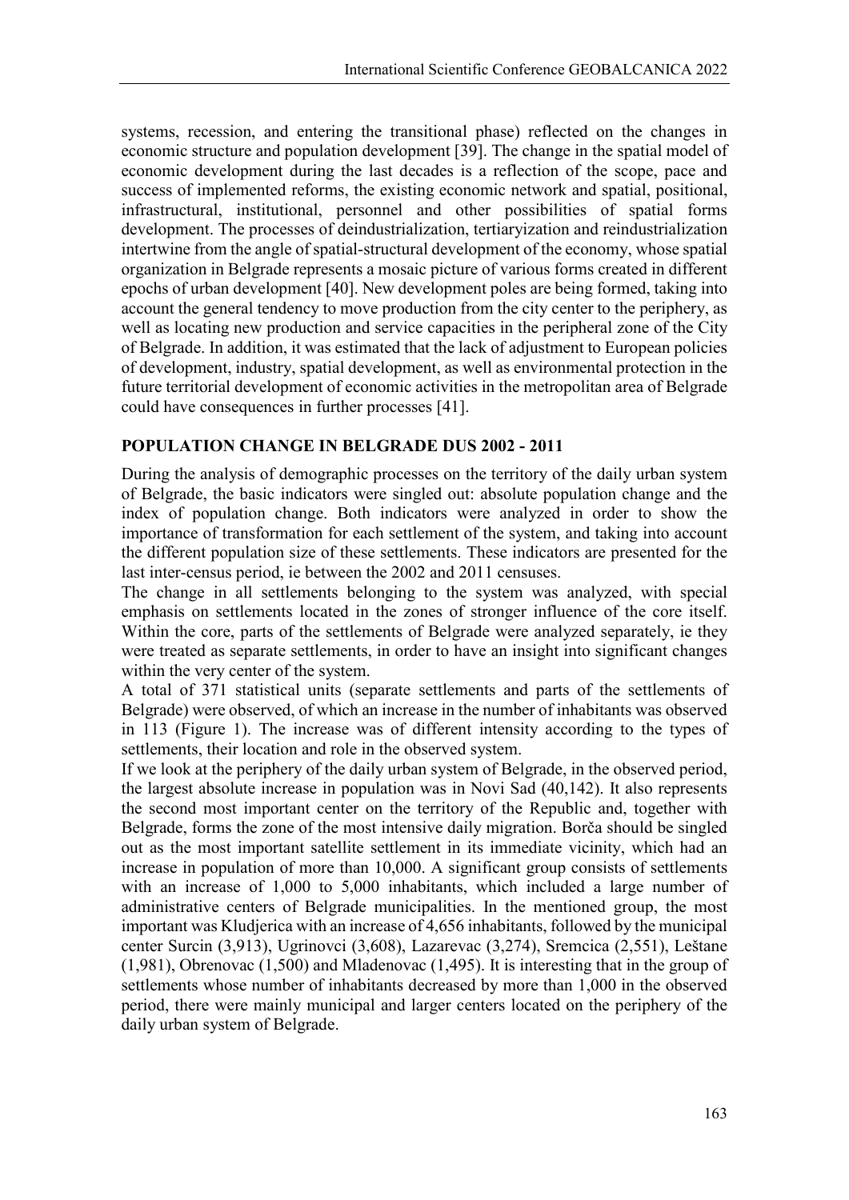systems, recession, and entering the transitional phase) reflected on the changes in economic structure and population development [39]. The change in the spatial model of economic development during the last decades is a reflection of the scope, pace and success of implemented reforms, the existing economic network and spatial, positional, infrastructural, institutional, personnel and other possibilities of spatial forms development. The processes of deindustrialization, tertiaryization and reindustrialization intertwine from the angle of spatial-structural development of the economy, whose spatial organization in Belgrade represents a mosaic picture of various forms created in different epochs of urban development [40]. New development poles are being formed, taking into account the general tendency to move production from the city center to the periphery, as well as locating new production and service capacities in the peripheral zone of the City of Belgrade. In addition, it was estimated that the lack of adjustment to European policies of development, industry, spatial development, as well as environmental protection in the future territorial development of economic activities in the metropolitan area of Belgrade could have consequences in further processes [41].

## POPULATION CHANGE IN BELGRADE DUS 2002 - 2011

During the analysis of demographic processes on the territory of the daily urban system of Belgrade, the basic indicators were singled out: absolute population change and the index of population change. Both indicators were analyzed in order to show the importance of transformation for each settlement of the system, and taking into account the different population size of these settlements. These indicators are presented for the last inter-census period, ie between the 2002 and 2011 censuses.

The change in all settlements belonging to the system was analyzed, with special emphasis on settlements located in the zones of stronger influence of the core itself. Within the core, parts of the settlements of Belgrade were analyzed separately, ie they were treated as separate settlements, in order to have an insight into significant changes within the very center of the system.

A total of 371 statistical units (separate settlements and parts of the settlements of Belgrade) were observed, of which an increase in the number of inhabitants was observed in 113 (Figure 1). The increase was of different intensity according to the types of settlements, their location and role in the observed system.

If we look at the periphery of the daily urban system of Belgrade, in the observed period, the largest absolute increase in population was in Novi Sad (40,142). It also represents the second most important center on the territory of the Republic and, together with Belgrade, forms the zone of the most intensive daily migration. Borča should be singled out as the most important satellite settlement in its immediate vicinity, which had an increase in population of more than 10,000. A significant group consists of settlements with an increase of 1,000 to 5,000 inhabitants, which included a large number of administrative centers of Belgrade municipalities. In the mentioned group, the most important was Kludjerica with an increase of 4,656 inhabitants, followed by the municipal center Surcin (3,913), Ugrinovci (3,608), Lazarevac (3,274), Sremcica (2,551), Leštane (1,981), Obrenovac (1,500) and Mladenovac (1,495). It is interesting that in the group of settlements whose number of inhabitants decreased by more than 1,000 in the observed period, there were mainly municipal and larger centers located on the periphery of the daily urban system of Belgrade.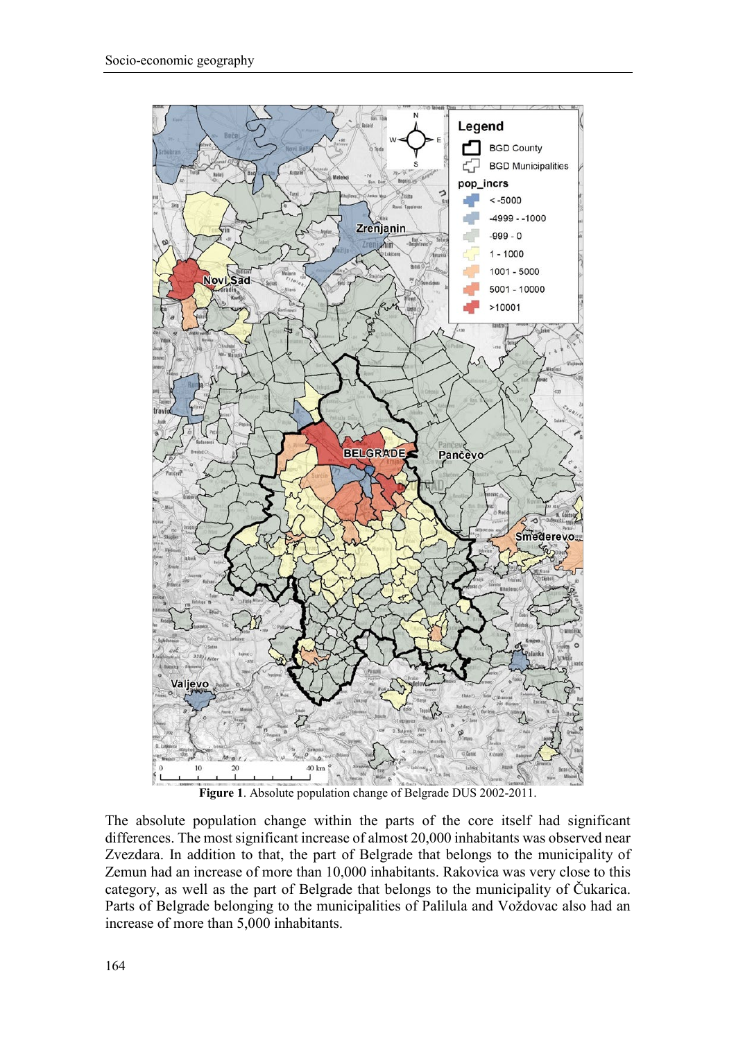**Figure 1**. Absolute population change of Belgrade DUS 2002-2011.

The absolute population change within the parts of the core itself had significant differences. The most significant increase of almost 20,000 inhabitants was observed near Zvezdara. In addition to that, the part of Belgrade that belongs to the municipality of Zemun had an increase of more than 10,000 inhabitants. Rakovica was very close to this category, as well as the part of Belgrade that belongs to the municipality of Čukarica. Parts of Belgrade belonging to the municipalities of Palilula and Voždovac also had an increase of more than 5,000 inhabitants.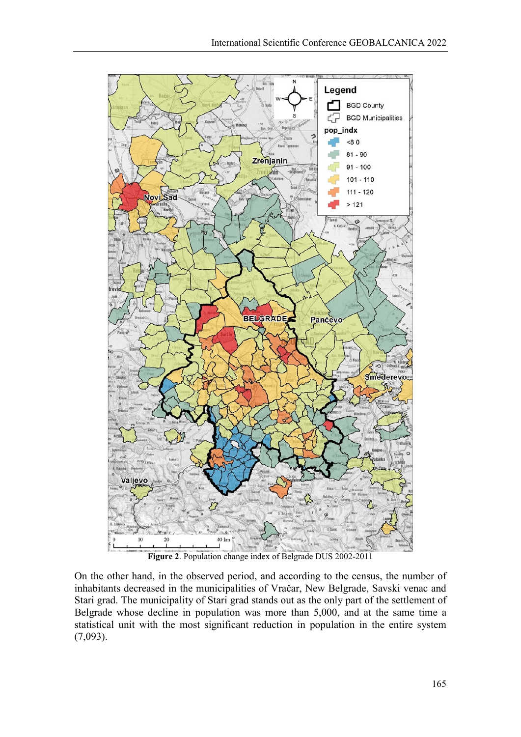**Figure 2**. Population change index of Belgrade DUS 2002-2011

On the other hand, in the observed period, and according to the census, the number of inhabitants decreased in the municipalities of Vračar, New Belgrade, Savski venac and Stari grad. The municipality of Stari grad stands out as the only part of the settlement of Belgrade whose decline in population was more than 5,000, and at the same time a statistical unit with the most significant reduction in population in the entire system (7,093).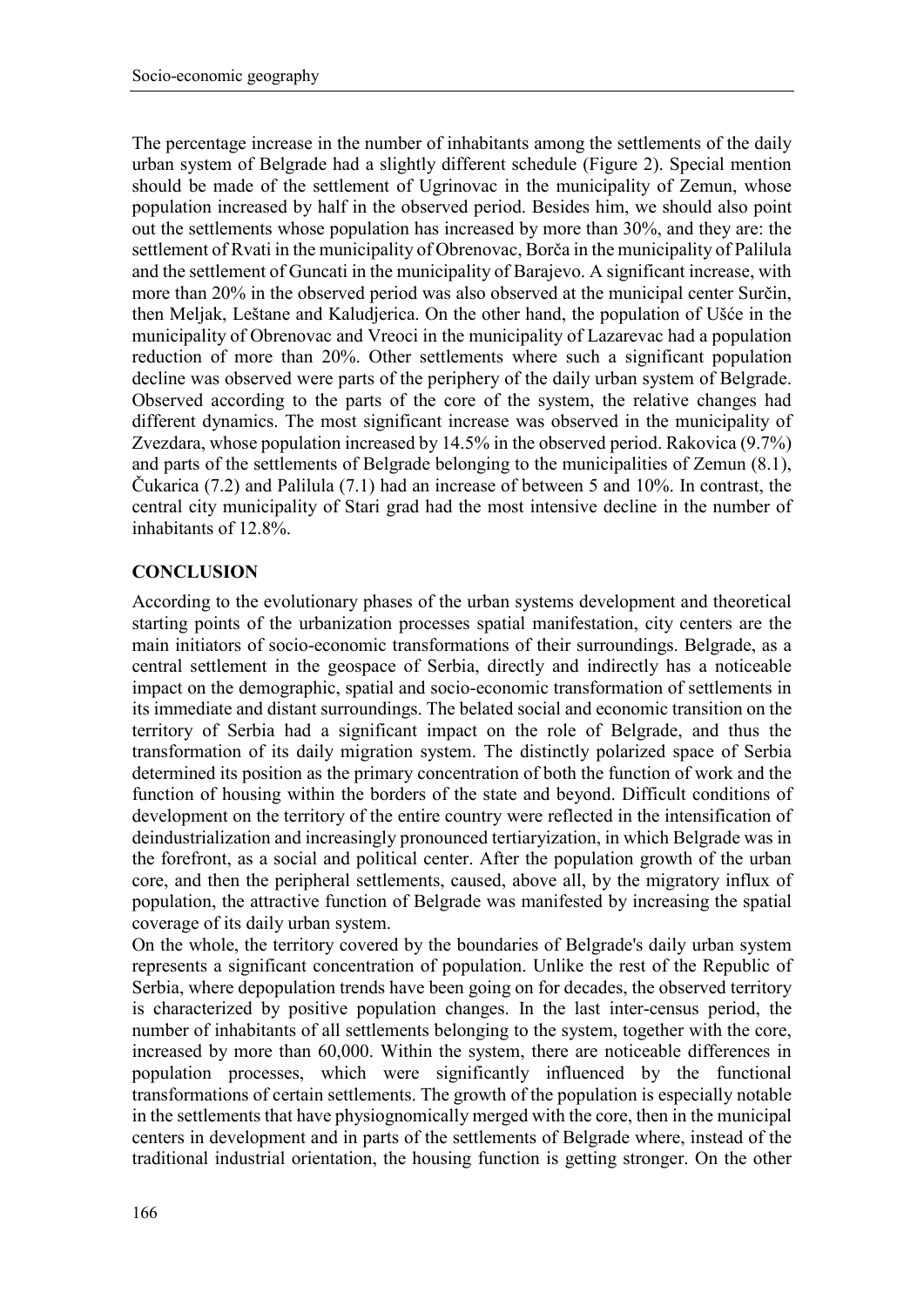The percentage increase in the number of inhabitants among the settlements of the daily urban system of Belgrade had a slightly different schedule (Figure 2). Special mention should be made of the settlement of Ugrinovac in the municipality of Zemun, whose population increased by half in the observed period. Besides him, we should also point out the settlements whose population has increased by more than 30%, and they are: the settlement of Rvati in the municipality of Obrenovac, Borča in the municipality of Palilula and the settlement of Guncati in the municipality of Barajevo. A significant increase, with more than 20% in the observed period was also observed at the municipal center Surčin, then Meljak, Leštane and Kaludjerica. On the other hand, the population of Ušće in the municipality of Obrenovac and Vreoci in the municipality of Lazarevac had a population reduction of more than 20%. Other settlements where such a significant population decline was observed were parts of the periphery of the daily urban system of Belgrade. Observed according to the parts of the core of the system, the relative changes had different dynamics. The most significant increase was observed in the municipality of Zvezdara, whose population increased by 14.5% in the observed period. Rakovica (9.7%) and parts of the settlements of Belgrade belonging to the municipalities of Zemun (8.1), Čukarica (7.2) and Palilula (7.1) had an increase of between 5 and 10%. In contrast, the central city municipality of Stari grad had the most intensive decline in the number of inhabitants of 12.8%.

## CONCLUSION

According to the evolutionary phases of the urban systems development and theoretical starting points of the urbanization processes spatial manifestation, city centers are the main initiators of socio-economic transformations of their surroundings. Belgrade, as a central settlement in the geospace of Serbia, directly and indirectly has a noticeable impact on the demographic, spatial and socio-economic transformation of settlements in its immediate and distant surroundings. The belated social and economic transition on the territory of Serbia had a significant impact on the role of Belgrade, and thus the transformation of its daily migration system. The distinctly polarized space of Serbia determined its position as the primary concentration of both the function of work and the function of housing within the borders of the state and beyond. Difficult conditions of development on the territory of the entire country were reflected in the intensification of deindustrialization and increasingly pronounced tertiaryization, in which Belgrade was in the forefront, as a social and political center. After the population growth of the urban core, and then the peripheral settlements, caused, above all, by the migratory influx of population, the attractive function of Belgrade was manifested by increasing the spatial coverage of its daily urban system.

On the whole, the territory covered by the boundaries of Belgrade's daily urban system represents a significant concentration of population. Unlike the rest of the Republic of Serbia, where depopulation trends have been going on for decades, the observed territory is characterized by positive population changes. In the last inter-census period, the number of inhabitants of all settlements belonging to the system, together with the core, increased by more than 60,000. Within the system, there are noticeable differences in population processes, which were significantly influenced by the functional transformations of certain settlements. The growth of the population is especially notable in the settlements that have physiognomically merged with the core, then in the municipal centers in development and in parts of the settlements of Belgrade where, instead of the traditional industrial orientation, the housing function is getting stronger. On the other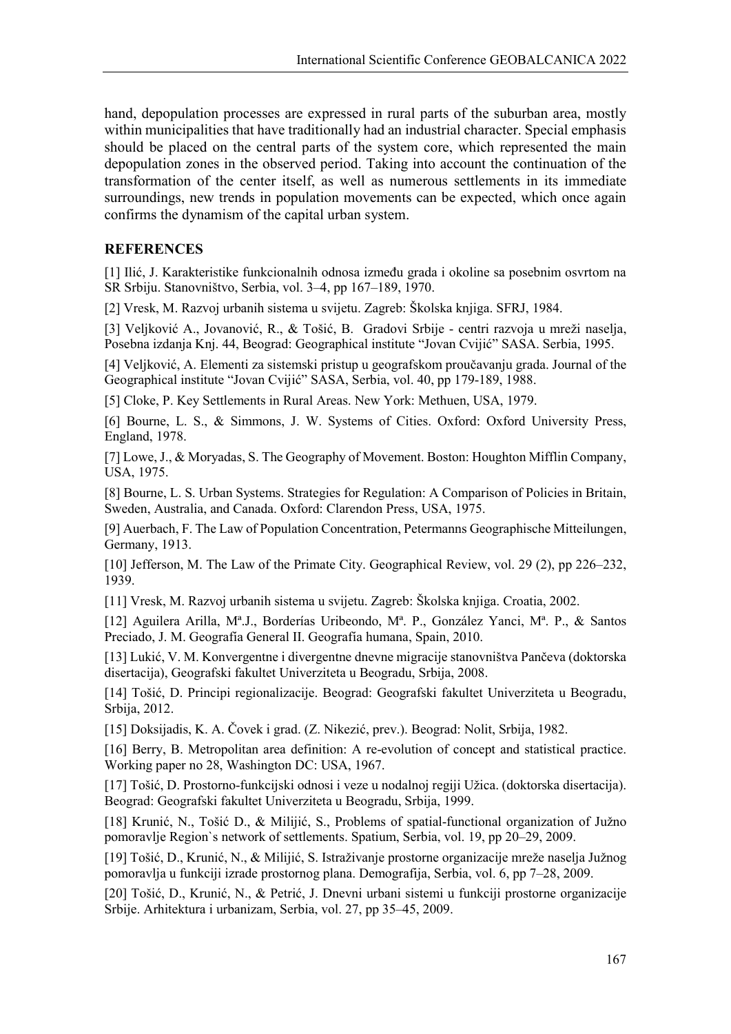hand, depopulation processes are expressed in rural parts of the suburban area, mostly within municipalities that have traditionally had an industrial character. Special emphasis should be placed on the central parts of the system core, which represented the main depopulation zones in the observed period. Taking into account the continuation of the transformation of the center itself, as well as numerous settlements in its immediate surroundings, new trends in population movements can be expected, which once again confirms the dynamism of the capital urban system.

## REFERENCES

[1] Ilić, J. Karakteristike funkcionalnih odnosa između grada i okoline sa posebnim osvrtom na SR Srbiju. Stanovništvo, Serbia, vol. 3–4, pp 167–189, 1970.

[2] Vresk, M. Razvoj urbanih sistema u svijetu. Zagreb: Školska knjiga. SFRJ, 1984.

[3] Veljković A., Jovanović, R., & Tošić, B. Gradovi Srbije - centri razvoja u mreži naselja, Posebna izdanja Knj. 44, Beograd: Geographical institute "Jovan Cvijić" SASA. Serbia, 1995.

[4] Veljković, A. Elementi za sistemski pristup u geografskom proučavanju grada. Journal of the Geographical institute "Jovan Cvijić" SASA, Serbia, vol. 40, pp 179-189, 1988.

[5] Cloke, P. Key Settlements in Rural Areas. New York: Methuen, USA, 1979.

[6] Bourne, L. S., & Simmons, J. W. Systems of Cities. Oxford: Oxford University Press, England, 1978.

[7] Lowe, J., & Moryadas, S. The Geography of Movement. Boston: Houghton Mifflin Company, USA, 1975.

[8] Bourne, L. S. Urban Systems. Strategies for Regulation: A Comparison of Policies in Britain, Sweden, Australia, and Canada. Oxford: Clarendon Press, USA, 1975.

[9] Auerbach, F. The Law of Population Concentration, Petermanns Geographische Mitteilungen, Germany, 1913.

[10] Jefferson, M. The Law of the Primate City. Geographical Review, vol. 29 (2), pp 226–232, 1939.

[11] Vresk, M. Razvoj urbanih sistema u svijetu. Zagreb: Školska knjiga. Croatia, 2002.

[12] Aguilera Arilla, Mª.J., Borderías Uribeondo, Mª. P., González Yanci, Mª. P., & Santos Preciado, J. M. Geografía General II. Geografía humana, Spain, 2010.

[13] Lukić, V. M. Konvergentne i divergentne dnevne migracije stanovništva Pančeva (doktorska disertacija), Geografski fakultet Univerziteta u Beogradu, Srbija, 2008.

[14] Tošić, D. Principi regionalizacije. Beograd: Geografski fakultet Univerziteta u Beogradu, Srbija, 2012.

[15] Doksijadis, K. A. Čovek i grad. (Z. Nikezić, prev.). Beograd: Nolit, Srbija, 1982.

[16] Berry, B. Metropolitan area definition: A re-evolution of concept and statistical practice. Working paper no 28, Washington DC: USA, 1967.

[17] Tošić, D. Prostorno-funkcijski odnosi i veze u nodalnoj regiji Užica. (doktorska disertacija). Beograd: Geografski fakultet Univerziteta u Beogradu, Srbija, 1999.

[18] Krunić, N., Tošić D., & Milijić, S., Problems of spatial-functional organization of Južno pomoravlje Region`s network of settlements. Spatium, Serbia, vol. 19, pp 20–29, 2009.

[19] Tošić, D., Krunić, N., & Milijić, S. Istraživanje prostorne organizacije mreže naselja Južnog pomoravlja u funkciji izrade prostornog plana. Demografija, Serbia, vol. 6, pp 7–28, 2009.

[20] Tošić, D., Krunić, N., & Petrić, J. Dnevni urbani sistemi u funkciji prostorne organizacije Srbije. Arhitektura i urbanizam, Serbia, vol. 27, pp 35–45, 2009.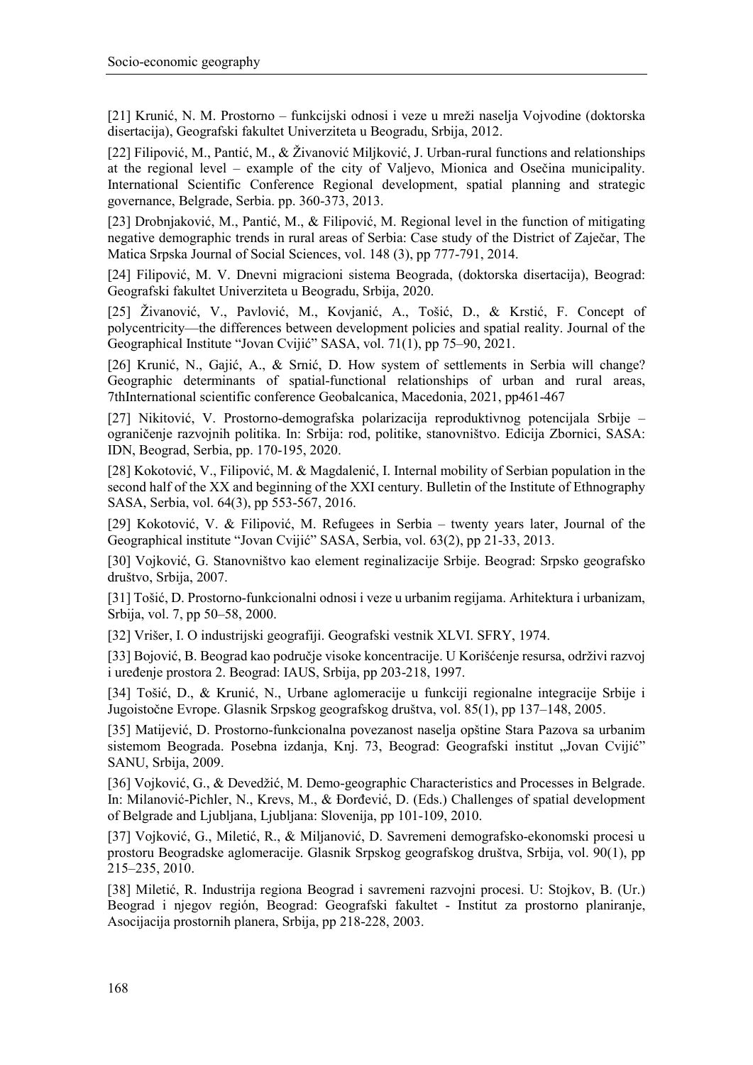[21] Krunić, N. M. Prostorno – funkcijski odnosi i veze u mreži naselja Vojvodine (doktorska disertacija), Geografski fakultet Univerziteta u Beogradu, Srbija, 2012.

[22] Filipović, M., Pantić, M., & Živanović Miljković, J. Urban-rural functions and relationships at the regional level – example of the city of Valjevo, Mionica and Osečina municipality. International Scientific Conference Regional development, spatial planning and strategic governance, Belgrade, Serbia. pp. 360-373, 2013.

[23] Drobnjaković, M., Pantić, M., & Filipović, M. Regional level in the function of mitigating negative demographic trends in rural areas of Serbia: Case study of the District of Zaječar, The Matica Srpska Journal of Social Sciences, vol. 148 (3), pp 777-791, 2014.

[24] Filipović, M. V. Dnevni migracioni sistema Beograda, (doktorska disertacija), Beograd: Geografski fakultet Univerziteta u Beogradu, Srbija, 2020.

[25] Živanović, V., Pavlović, M., Kovjanić, A., Tošić, D., & Krstić, F. Concept of polycentricity—the differences between development policies and spatial reality. Journal of the Geographical Institute "Jovan Cvijić" SASA, vol. 71(1), pp 75–90, 2021.

[26] Krunić, N., Gajić, A., & Srnić, D. How system of settlements in Serbia will change? Geographic determinants of spatial-functional relationships of urban and rural areas, 7thInternational scientific conference Geobalcanica, Macedonia, 2021, pp461-467

[27] Nikitović, V. Prostorno-demografska polarizacija reproduktivnog potencijala Srbije – ograničenje razvojnih politika. In: Srbija: rod, politike, stanovništvo. Edicija Zbornici, SASA: IDN, Beograd, Serbia, pp. 170-195, 2020.

[28] Kokotović, V., Filipović, M. & Magdalenić, I. Internal mobility of Serbian population in the second half of the XX and beginning of the XXI century. Bulletin of the Institute of Ethnography SASA, Serbia, vol. 64(3), pp 553-567, 2016.

[29] Kokotović, V. & Filipović, M. Refugees in Serbia – twenty years later, Journal of the Geographical institute "Jovan Cvijić" SASA, Serbia, vol. 63(2), pp 21-33, 2013.

[30] Vojković, G. Stanovništvo kao element reginalizacije Srbije. Beograd: Srpsko geografsko društvo, Srbija, 2007.

[31] Tošić, D. Prostorno-funkcionalni odnosi i veze u urbanim regijama. Arhitektura i urbanizam, Srbija, vol. 7, pp 50–58, 2000.

[32] Vrišer, I. O industrijski geografiji. Geografski vestnik XLVI. SFRY, 1974.

[33] Bojović, B. Beograd kao područje visoke koncentracije. U Korišćenje resursa, održivi razvoj i uređenje prostora 2. Beograd: IAUS, Srbija, pp 203-218, 1997.

[34] Tošić, D., & Krunić, N., Urbane aglomeracije u funkciji regionalne integracije Srbije i Jugoistočne Evrope. Glasnik Srpskog geografskog društva, vol. 85(1), pp 137–148, 2005.

[35] Matijević, D. Prostorno-funkcionalna povezanost naselja opštine Stara Pazova sa urbanim sistemom Beograda. Posebna izdanja, Knj. 73, Beograd: Geografski institut „Jovan Cvijić" SANU, Srbija, 2009.

[36] Vojković, G., & Devedžić, M. Demo-geographic Characteristics and Processes in Belgrade. In: Milanović-Pichler, N., Krevs, M., & Đorđević, D. (Eds.) Challenges of spatial development of Belgrade and Ljubljana, Ljubljana: Slovenija, pp 101-109, 2010.

[37] Vojković, G., Miletić, R., & Miljanović, D. Savremeni demografsko-ekonomski procesi u prostoru Beogradske aglomeracije. Glasnik Srpskog geografskog društva, Srbija, vol. 90(1), pp 215–235, 2010.

[38] Miletić, R. Industrija regiona Beograd i savremeni razvojni procesi. U: Stojkov, B. (Ur.) Beograd i njegov región, Beograd: Geografski fakultet - Institut za prostorno planiranje, Asocijacija prostornih planera, Srbija, pp 218-228, 2003.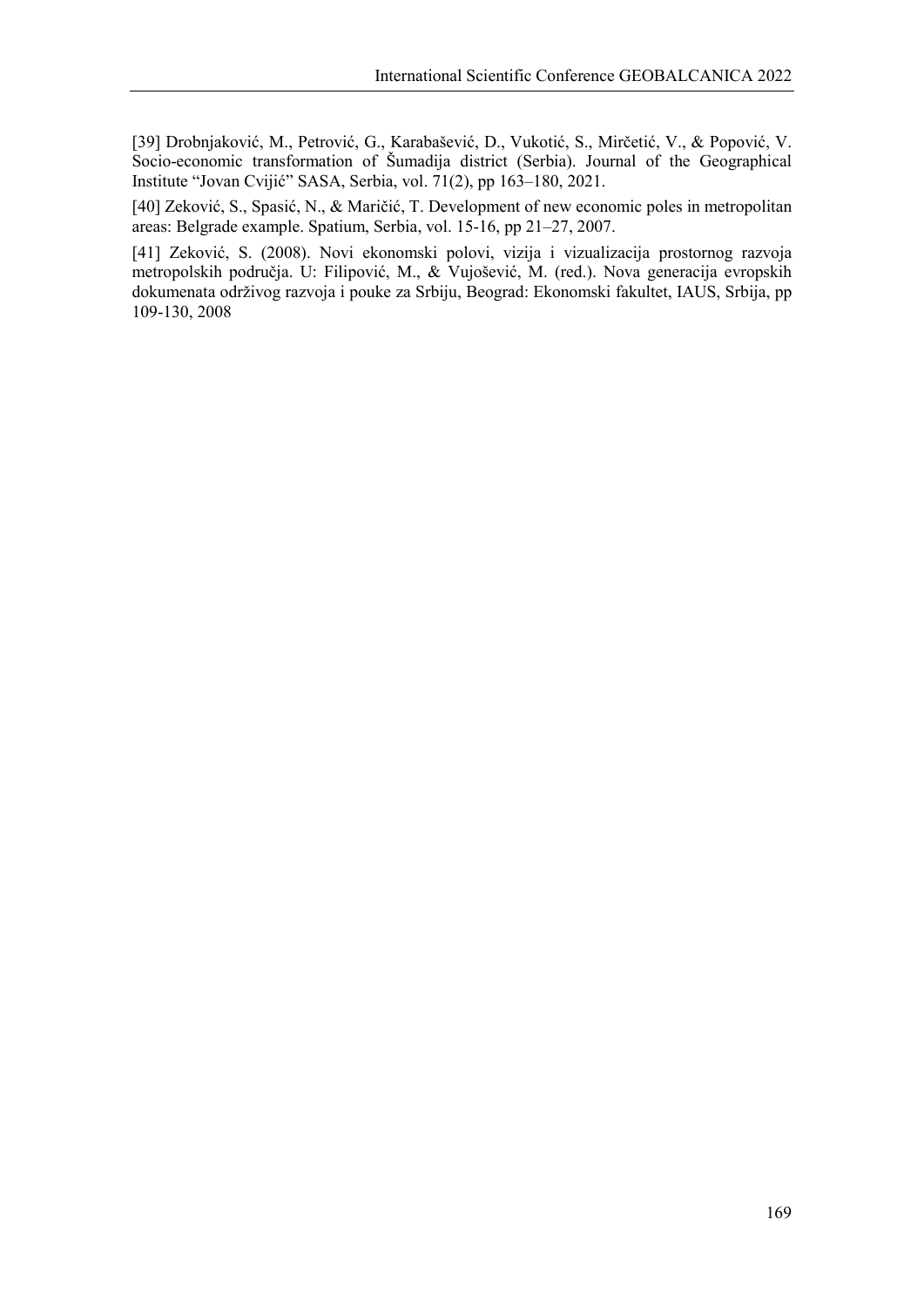[39] Drobnjaković, M., Petrović, G., Karabašević, D., Vukotić, S., Mirčetić, V., & Popović, V. Socio-economic transformation of Šumadija district (Serbia). Journal of the Geographical Institute "Jovan Cvijić" SASA, Serbia, vol. 71(2), pp 163–180, 2021.

[40] Zeković, S., Spasić, N., & Maričić, T. Development of new economic poles in metropolitan areas: Belgrade example. Spatium, Serbia, vol. 15-16, pp 21–27, 2007.

[41] Zeković, S. (2008). Novi ekonomski polovi, vizija i vizualizacija prostornog razvoja metropolskih područja. U: Filipović, M., & Vujošević, M. (red.). Nova generacija evropskih dokumenata održivog razvoja i pouke za Srbiju, Beograd: Ekonomski fakultet, IAUS, Srbija, pp 109-130, 2008